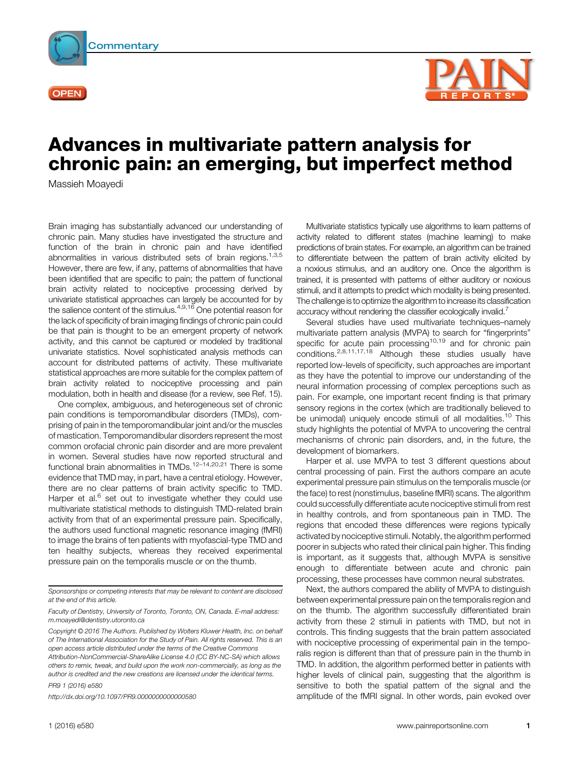Commentary

OPEN

# Advances in multivariate pattern analysis for chronic pain: an emerging, but imperfect method

Massieh Moayedi

Brain imaging has substantially advanced our understanding of chronic pain. Many studies have investigated the structure and function of the brain in chronic pain and have identified abnormalities in various distributed sets of brain regions.[1,3,5] However, there are few, if any, patterns of abnormalities that have been identified that are specific to pain; the pattern of functional brain activity related to nociceptive processing derived by univariate statistical approaches can largely be accounted for by the salience content of the stimulus.[4,9,16] One potential reason for the lack of specificity of brain imaging findings of chronic pain could be that pain is thought to be an emergent property of network activity, and this cannot be captured or modeled by traditional univariate statistics. Novel sophisticated analysis methods can account for distributed patterns of activity. These multivariate statistical approaches are more suitable for the complex pattern of brain activity related to nociceptive processing and pain modulation, both in health and disease (for a review, see Ref. 15).

One complex, ambiguous, and heterogeneous set of chronic pain conditions is temporomandibular disorders (TMDs), comprising of pain in the temporomandibular joint and/or the muscles of mastication. Temporomandibular disorders represent the most common orofacial chronic pain disorder and are more prevalent in women. Several studies have now reported structural and functional brain abnormalities in TMDs.[12–14,20,21] There is some evidence that TMD may, in part, have a central etiology. However, there are no clear patterns of brain activity specific to TMD. Harper et al.[6] set out to investigate whether they could use multivariate statistical methods to distinguish TMD-related brain activity from that of an experimental pressure pain. Specifically, the authors used functional magnetic resonance imaging (fMRI) to image the brains of ten patients with myofascial-type TMD and ten healthy subjects, whereas they received experimental pressure pain on the temporalis muscle or on the thumb.

Multivariate statistics typically use algorithms to learn patterns of activity related to different states (machine learning) to make predictions of brain states. For example, an algorithm can be trained to differentiate between the pattern of brain activity elicited by a noxious stimulus, and an auditory one. Once the algorithm is trained, it is presented with patterns of either auditory or noxious stimuli, and it attempts to predict which modality is being presented. The challenge is to optimize the algorithm to increase its classification accuracy without rendering the classifier ecologically invalid.[7]

Several studies have used multivariate techniques–namely multivariate pattern analysis (MVPA) to search for "fingerprints" specific for acute pain processing[10,19] and for chronic pain conditions.[2,8,11,17,18] Although these studies usually have reported low-levels of specificity, such approaches are important as they have the potential to improve our understanding of the neural information processing of complex perceptions such as pain. For example, one important recent finding is that primary sensory regions in the cortex (which are traditionally believed to be unimodal) uniquely encode stimuli of all modalities.[10] This study highlights the potential of MVPA to uncovering the central mechanisms of chronic pain disorders, and, in the future, the development of biomarkers.

Harper et al. use MVPA to test 3 different questions about central processing of pain. First the authors compare an acute experimental pressure pain stimulus on the temporalis muscle (or the face) to rest (nonstimulus, baseline fMRI) scans. The algorithm could successfully differentiate acute nociceptive stimuli from rest in healthy controls, and from spontaneous pain in TMD. The regions that encoded these differences were regions typically activated by nociceptive stimuli. Notably, the algorithm performed poorer in subjects who rated their clinical pain higher. This finding is important, as it suggests that, although MVPA is sensitive enough to differentiate between acute and chronic pain processing, these processes have common neural substrates.

Next, the authors compared the ability of MVPA to distinguish between experimental pressure pain on the temporalis region and on the thumb. The algorithm successfully differentiated brain activity from these 2 stimuli in patients with TMD, but not in controls. This finding suggests that the brain pattern associated with nociceptive processing of experimental pain in the temporalis region is different than that of pressure pain in the thumb in TMD. In addition, the algorithm performed better in patients with higher levels of clinical pain, suggesting that the algorithm is sensitive to both the spatial pattern of the signal and the amplitude of the fMRI signal. In other words, pain evoked over

*Sponsorships or competing interests that may be relevant to content are disclosed at the end of this article.*

*Faculty of Dentistry, University of Toronto, Toronto, ON, Canada. E-mail address: m.moayedi@dentistry.utoronto.ca*

*Copyright © 2016 The Authors. Published by Wolters Kluwer Health, Inc. on behalf of The International Association for the Study of Pain. All rights reserved. This is an open access article distributed under the terms of the Creative Commons Attribution-NonCommercial-ShareAlike License 4.0 (CC BY-NC-SA) which allows others to remix, tweak, and build upon the work non-commercially, as long as the author is credited and the new creations are licensed under the identical terms.*

*PR9 1 (2016) e580*

*http://dx.doi.org/10.1097/PR9.0000000000000580*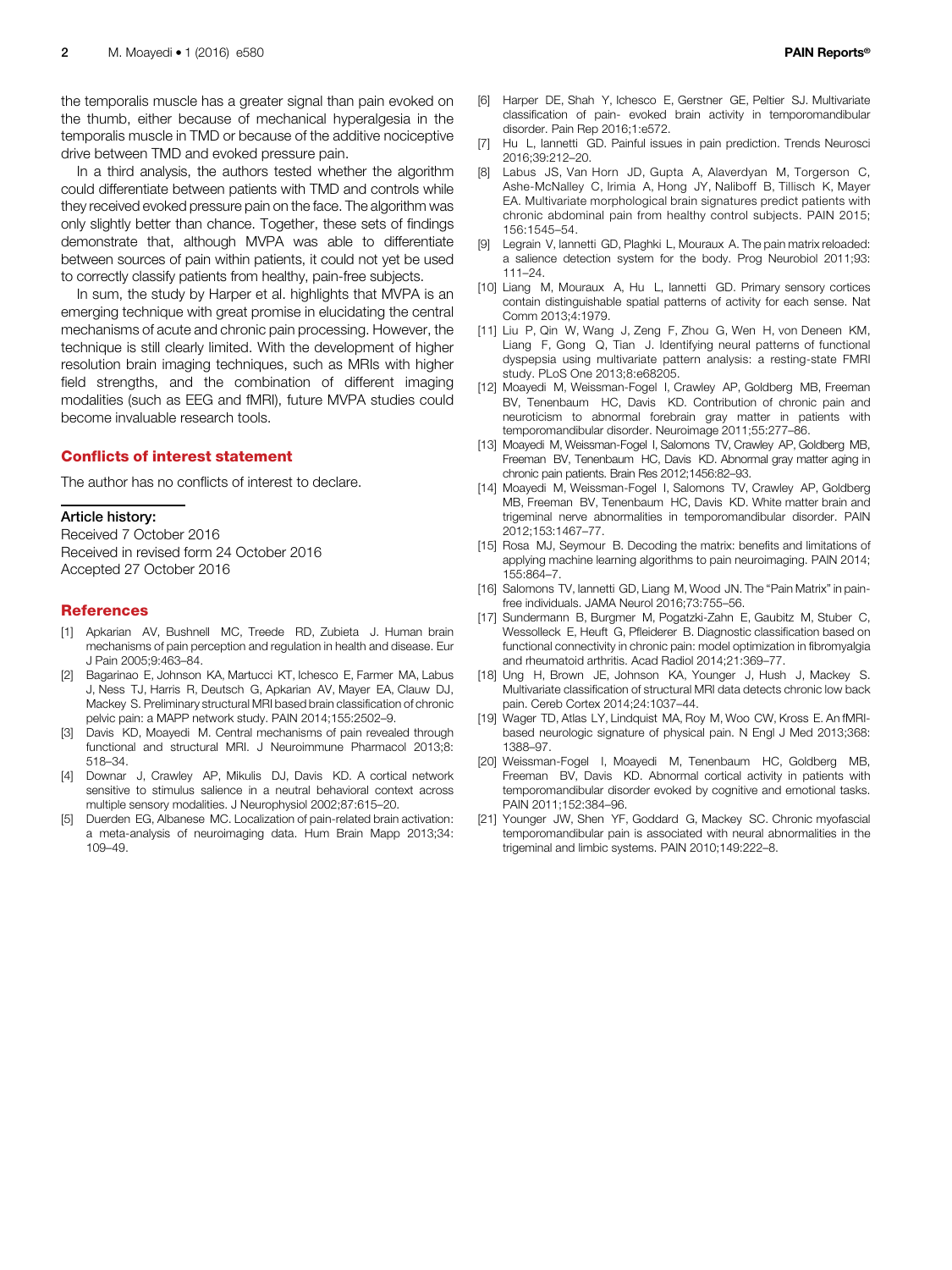the temporalis muscle has a greater signal than pain evoked on the thumb, either because of mechanical hyperalgesia in the temporalis muscle in TMD or because of the additive nociceptive drive between TMD and evoked pressure pain.

In a third analysis, the authors tested whether the algorithm could differentiate between patients with TMD and controls while they received evoked pressure pain on the face. The algorithm was only slightly better than chance. Together, these sets of findings demonstrate that, although MVPA was able to differentiate between sources of pain within patients, it could not yet be used to correctly classify patients from healthy, pain-free subjects.

In sum, the study by Harper et al. highlights that MVPA is an emerging technique with great promise in elucidating the central mechanisms of acute and chronic pain processing. However, the technique is still clearly limited. With the development of higher resolution brain imaging techniques, such as MRIs with higher field strengths, and the combination of different imaging modalities (such as EEG and fMRI), future MVPA studies could become invaluable research tools.

## Conflicts of interest statement

The author has no conflicts of interest to declare.

### Article history:

Received 7 October 2016
Received in revised form 24 October 2016
Accepted 27 October 2016

## References

[1] Apkarian AV, Bushnell MC, Treede RD, Zubieta J. Human brain mechanisms of pain perception and regulation in health and disease. Eur J Pain 2005;9:463–84.

[2] Bagarinao E, Johnson KA, Martucci KT, Ichesco E, Farmer MA, Labus J, Ness TJ, Harris R, Deutsch G, Apkarian AV, Mayer EA, Clauw DJ, Mackey S. Preliminary structural MRI based brain classification of chronic pelvic pain: a MAPP network study. PAIN 2014;155:2502–9.

[3] Davis KD, Moayedi M. Central mechanisms of pain revealed through functional and structural MRI. J Neuroimmune Pharmacol 2013;8: 518–34.

[4] Downar J, Crawley AP, Mikulis DJ, Davis KD. A cortical network sensitive to stimulus salience in a neutral behavioral context across multiple sensory modalities. J Neurophysiol 2002;87:615–20.

[5] Duerden EG, Albanese MC. Localization of pain-related brain activation: a meta-analysis of neuroimaging data. Hum Brain Mapp 2013;34: 109–49.

[6] Harper DE, Shah Y, Ichesco E, Gerstner GE, Peltier SJ. Multivariate classification of pain- evoked brain activity in temporomandibular disorder. Pain Rep 2016;1:e572.

[7] Hu L, Iannetti GD. Painful issues in pain prediction. Trends Neurosci 2016;39:212–20.

[8] Labus JS, Van Horn JD, Gupta A, Alaverdyan M, Torgerson C, Ashe-McNalley C, Irimia A, Hong JY, Naliboff B, Tillisch K, Mayer EA. Multivariate morphological brain signatures predict patients with chronic abdominal pain from healthy control subjects. PAIN 2015; 156:1545–54.

[9] Legrain V, Iannetti GD, Plaghki L, Mouraux A. The pain matrix reloaded: a salience detection system for the body. Prog Neurobiol 2011;93: 111–24.

[10] Liang M, Mouraux A, Hu L, Iannetti GD. Primary sensory cortices contain distinguishable spatial patterns of activity for each sense. Nat Comm 2013;4:1979.

[11] Liu P, Qin W, Wang J, Zeng F, Zhou G, Wen H, von Deneen KM, Liang F, Gong Q, Tian J. Identifying neural patterns of functional dyspepsia using multivariate pattern analysis: a resting-state FMRI study. PLoS One 2013;8:e68205.

[12] Moayedi M, Weissman-Fogel I, Crawley AP, Goldberg MB, Freeman BV, Tenenbaum HC, Davis KD. Contribution of chronic pain and neuroticism to abnormal forebrain gray matter in patients with temporomandibular disorder. Neuroimage 2011;55:277–86.

[13] Moayedi M, Weissman-Fogel I, Salomons TV, Crawley AP, Goldberg MB, Freeman BV, Tenenbaum HC, Davis KD. Abnormal gray matter aging in chronic pain patients. Brain Res 2012;1456:82–93.

[14] Moayedi M, Weissman-Fogel I, Salomons TV, Crawley AP, Goldberg MB, Freeman BV, Tenenbaum HC, Davis KD. White matter brain and trigeminal nerve abnormalities in temporomandibular disorder. PAIN 2012;153:1467–77.

[15] Rosa MJ, Seymour B. Decoding the matrix: benefits and limitations of applying machine learning algorithms to pain neuroimaging. PAIN 2014; 155:864–7.

[16] Salomons TV, Iannetti GD, Liang M, Wood JN. The "Pain Matrix" in pain-free individuals. JAMA Neurol 2016;73:755–56.

[17] Sundermann B, Burgmer M, Pogatzki-Zahn E, Gaubitz M, Stuber C, Wessolleck E, Heuft G, Pfleiderer B. Diagnostic classification based on functional connectivity in chronic pain: model optimization in fibromyalgia and rheumatoid arthritis. Acad Radiol 2014;21:369–77.

[18] Ung H, Brown JE, Johnson KA, Younger J, Hush J, Mackey S. Multivariate classification of structural MRI data detects chronic low back pain. Cereb Cortex 2014;24:1037–44.

[19] Wager TD, Atlas LY, Lindquist MA, Roy M, Woo CW, Kross E. An fMRI-based neurologic signature of physical pain. N Engl J Med 2013;368: 1388–97.

[20] Weissman-Fogel I, Moayedi M, Tenenbaum HC, Goldberg MB, Freeman BV, Davis KD. Abnormal cortical activity in patients with temporomandibular disorder evoked by cognitive and emotional tasks. PAIN 2011;152:384–96.

[21] Younger JW, Shen YF, Goddard G, Mackey SC. Chronic myofascial temporomandibular pain is associated with neural abnormalities in the trigeminal and limbic systems. PAIN 2010;149:222–8.